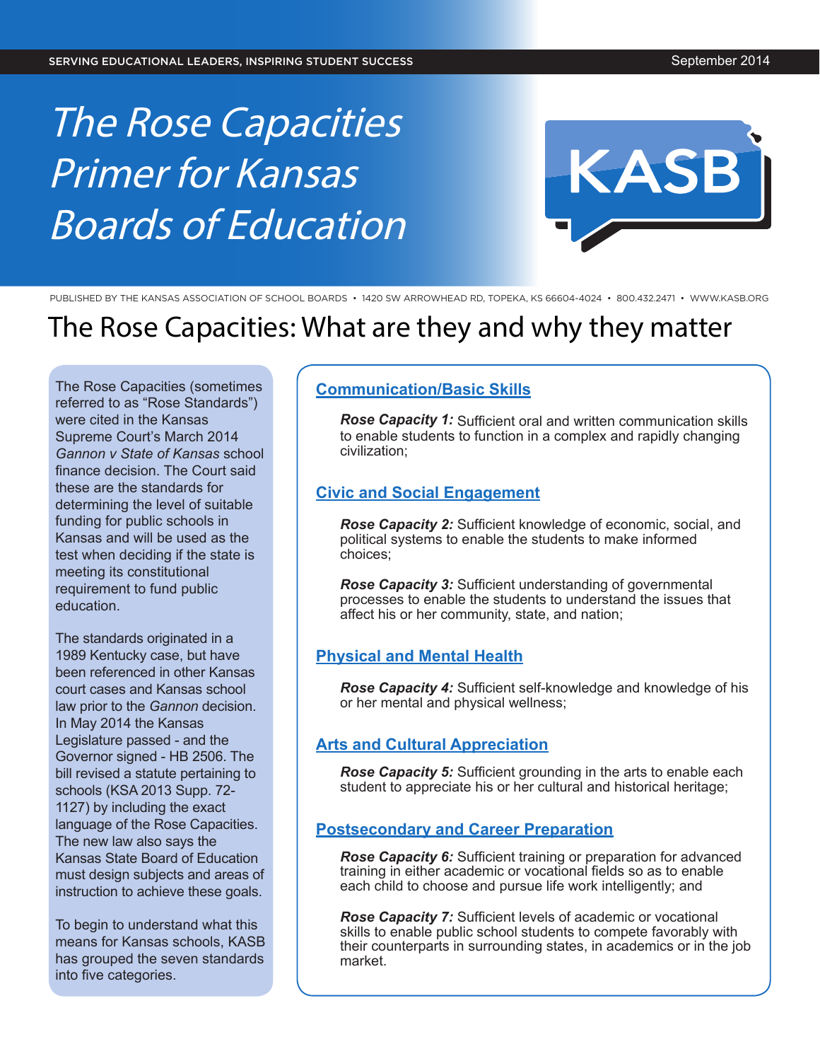SERVING EDUCATIONAL LEADERS, INSPIRING STUDENT SUCCESS

September 2014

# *The Rose Capacities Primer for Kansas Boards of Education*

KASB

PUBLISHED BY THE KANSAS ASSOCIATION OF SCHOOL BOARDS • 1420 SW ARROWHEAD RD, TOPEKA, KS 66604-4024 • 800.432.2471 • WWW.KASB.ORG

## The Rose Capacities: What are they and why they matter

The Rose Capacities (sometimes referred to as "Rose Standards") were cited in the Kansas Supreme Court's March 2014 *Gannon v State of Kansas* school finance decision. The Court said these are the standards for determining the level of suitable funding for public schools in Kansas and will be used as the test when deciding if the state is meeting its constitutional requirement to fund public education.

The standards originated in a 1989 Kentucky case, but have been referenced in other Kansas court cases and Kansas school law prior to the *Gannon* decision. In May 2014 the Kansas Legislature passed - and the Governor signed - HB 2506. The bill revised a statute pertaining to schools (KSA 2013 Supp. 72-1127) by including the exact language of the Rose Capacities. The new law also says the Kansas State Board of Education must design subjects and areas of instruction to achieve these goals.

To begin to understand what this means for Kansas schools, KASB has grouped the seven standards into five categories.

### Communication/Basic Skills

***Rose Capacity 1:*** Sufficient oral and written communication skills to enable students to function in a complex and rapidly changing civilization;

### Civic and Social Engagement

***Rose Capacity 2:*** Sufficient knowledge of economic, social, and political systems to enable the students to make informed choices;

***Rose Capacity 3:*** Sufficient understanding of governmental processes to enable the students to understand the issues that affect his or her community, state, and nation;

### Physical and Mental Health

***Rose Capacity 4:*** Sufficient self-knowledge and knowledge of his or her mental and physical wellness;

### Arts and Cultural Appreciation

***Rose Capacity 5:*** Sufficient grounding in the arts to enable each student to appreciate his or her cultural and historical heritage;

### Postsecondary and Career Preparation

***Rose Capacity 6:*** Sufficient training or preparation for advanced training in either academic or vocational fields so as to enable each child to choose and pursue life work intelligently; and

***Rose Capacity 7:*** Sufficient levels of academic or vocational skills to enable public school students to compete favorably with their counterparts in surrounding states, in academics or in the job market.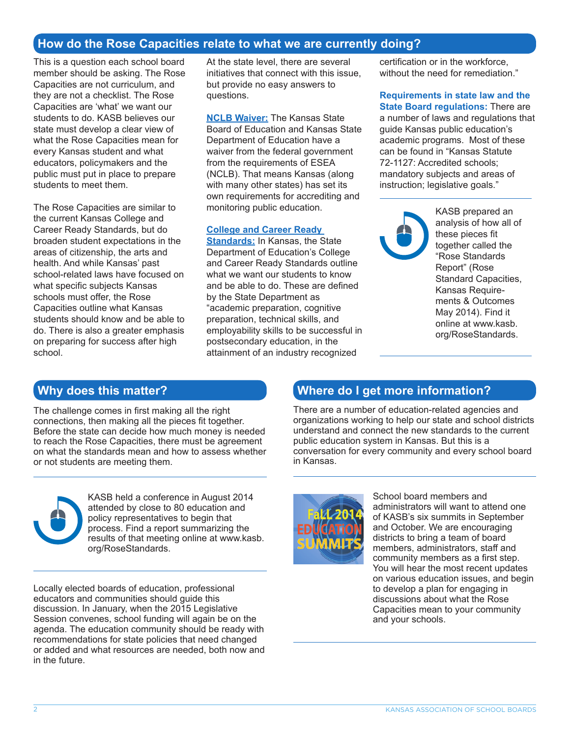## How do the Rose Capacities relate to what we are currently doing?

This is a question each school board member should be asking. The Rose Capacities are not curriculum, and they are not a checklist. The Rose Capacities are 'what' we want our students to do. KASB believes our state must develop a clear view of what the Rose Capacities mean for every Kansas student and what educators, policymakers and the public must put in place to prepare students to meet them.

The Rose Capacities are similar to the current Kansas College and Career Ready Standards, but do broaden student expectations in the areas of citizenship, the arts and health. And while Kansas' past school-related laws have focused on what specific subjects Kansas schools must offer, the Rose Capacities outline what Kansas students should know and be able to do. There is also a greater emphasis on preparing for success after high school.

At the state level, there are several initiatives that connect with this issue, but provide no easy answers to questions.

**NCLB Waiver:** The Kansas State Board of Education and Kansas State Department of Education have a waiver from the federal government from the requirements of ESEA (NCLB). That means Kansas (along with many other states) has set its own requirements for accrediting and monitoring public education.

**College and Career Ready Standards:** In Kansas, the State Department of Education's College and Career Ready Standards outline what we want our students to know and be able to do. These are defined by the State Department as "academic preparation, cognitive preparation, technical skills, and employability skills to be successful in postsecondary education, in the attainment of an industry recognized certification or in the workforce, without the need for remediation."

**Requirements in state law and the State Board regulations:** There are a number of laws and regulations that guide Kansas public education's academic programs. Most of these can be found in "Kansas Statute 72-1127: Accredited schools; mandatory subjects and areas of instruction; legislative goals."

KASB prepared an analysis of how all of these pieces fit together called the "Rose Standards Report" (Rose Standard Capacities, Kansas Requirements & Outcomes May 2014). Find it online at www.kasb.org/RoseStandards.

## Why does this matter?

The challenge comes in first making all the right connections, then making all the pieces fit together. Before the state can decide how much money is needed to reach the Rose Capacities, there must be agreement on what the standards mean and how to assess whether or not students are meeting them.

KASB held a conference in August 2014 attended by close to 80 education and policy representatives to begin that process. Find a report summarizing the results of that meeting online at www.kasb.org/RoseStandards.

Locally elected boards of education, professional educators and communities should guide this discussion. In January, when the 2015 Legislative Session convenes, school funding will again be on the agenda. The education community should be ready with recommendations for state policies that need changed or added and what resources are needed, both now and in the future.

## Where do I get more information?

There are a number of education-related agencies and organizations working to help our state and school districts understand and connect the new standards to the current public education system in Kansas. But this is a conversation for every community and every school board in Kansas.

FaLL 2014 EDUCATION SUMMITS

School board members and administrators will want to attend one of KASB's six summits in September and October. We are encouraging districts to bring a team of board members, administrators, staff and community members as a first step. You will hear the most recent updates on various education issues, and begin to develop a plan for engaging in discussions about what the Rose Capacities mean to your community and your schools.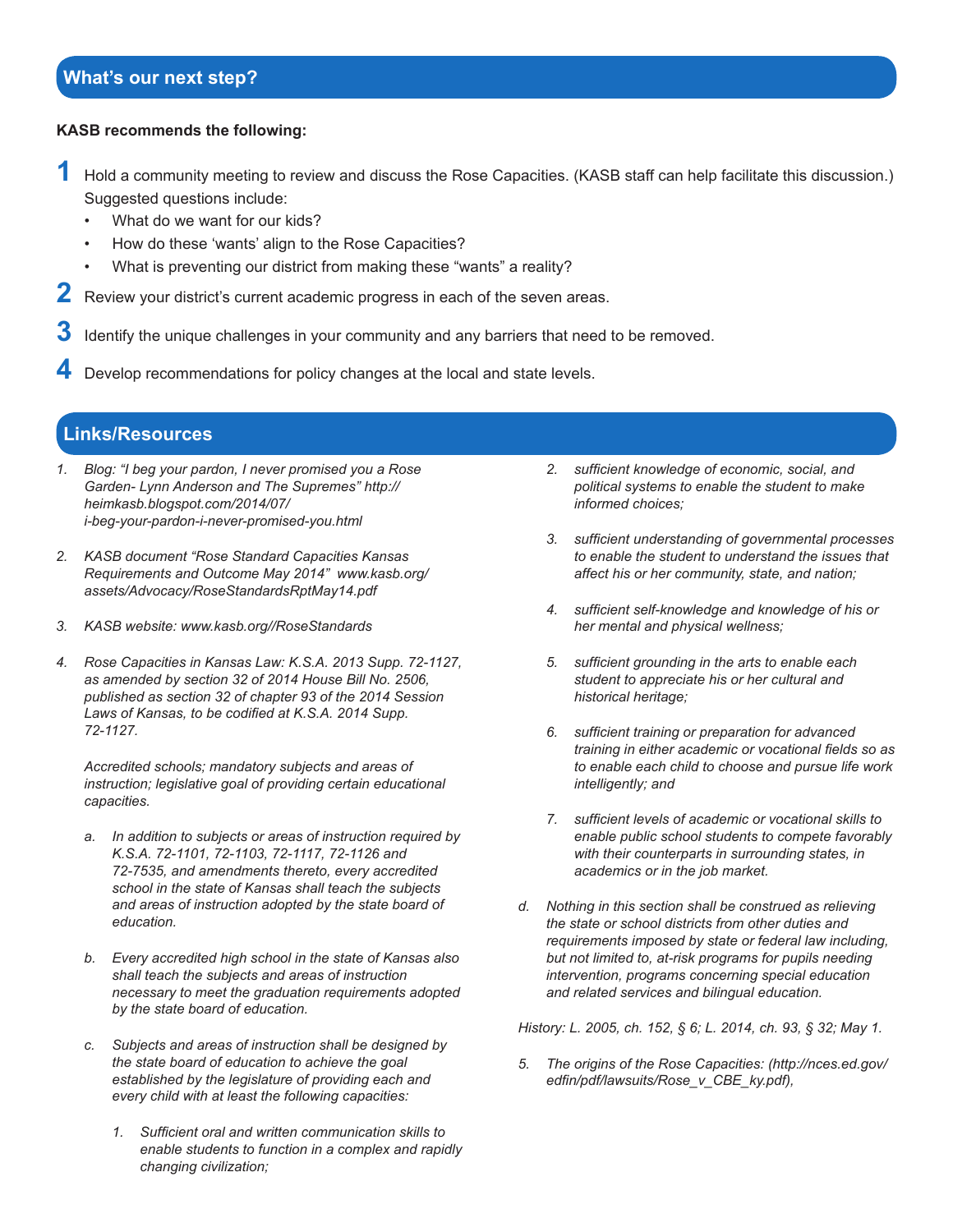## What's our next step?

**KASB recommends the following:**

1. Hold a community meeting to review and discuss the Rose Capacities. (KASB staff can help facilitate this discussion.) Suggested questions include:
   - What do we want for our kids?
   - How do these 'wants' align to the Rose Capacities?
   - What is preventing our district from making these "wants" a reality?
2. Review your district's current academic progress in each of the seven areas.
3. Identify the unique challenges in your community and any barriers that need to be removed.
4. Develop recommendations for policy changes at the local and state levels.

## Links/Resources

1. *Blog: "I beg your pardon, I never promised you a Rose Garden- Lynn Anderson and The Supremes" http://heimkasb.blogspot.com/2014/07/i-beg-your-pardon-i-never-promised-you.html*

2. *KASB document "Rose Standard Capacities Kansas Requirements and Outcome May 2014" www.kasb.org/assets/Advocacy/RoseStandardsRptMay14.pdf*

3. *KASB website: www.kasb.org//RoseStandards*

4. *Rose Capacities in Kansas Law: K.S.A. 2013 Supp. 72-1127, as amended by section 32 of 2014 House Bill No. 2506, published as section 32 of chapter 93 of the 2014 Session Laws of Kansas, to be codified at K.S.A. 2014 Supp. 72-1127.*

   *Accredited schools; mandatory subjects and areas of instruction; legislative goal of providing certain educational capacities.*

   a. *In addition to subjects or areas of instruction required by K.S.A. 72-1101, 72-1103, 72-1117, 72-1126 and 72-7535, and amendments thereto, every accredited school in the state of Kansas shall teach the subjects and areas of instruction adopted by the state board of education.*

   b. *Every accredited high school in the state of Kansas also shall teach the subjects and areas of instruction necessary to meet the graduation requirements adopted by the state board of education.*

   c. *Subjects and areas of instruction shall be designed by the state board of education to achieve the goal established by the legislature of providing each and every child with at least the following capacities:*

      1. *Sufficient oral and written communication skills to enable students to function in a complex and rapidly changing civilization;*
      2. *sufficient knowledge of economic, social, and political systems to enable the student to make informed choices;*
      3. *sufficient understanding of governmental processes to enable the student to understand the issues that affect his or her community, state, and nation;*
      4. *sufficient self-knowledge and knowledge of his or her mental and physical wellness;*
      5. *sufficient grounding in the arts to enable each student to appreciate his or her cultural and historical heritage;*
      6. *sufficient training or preparation for advanced training in either academic or vocational fields so as to enable each child to choose and pursue life work intelligently; and*
      7. *sufficient levels of academic or vocational skills to enable public school students to compete favorably with their counterparts in surrounding states, in academics or in the job market.*

   d. *Nothing in this section shall be construed as relieving the state or school districts from other duties and requirements imposed by state or federal law including, but not limited to, at-risk programs for pupils needing intervention, programs concerning special education and related services and bilingual education.*

   *History: L. 2005, ch. 152, § 6; L. 2014, ch. 93, § 32; May 1.*

5. *The origins of the Rose Capacities: (http://nces.ed.gov/edfin/pdf/lawsuits/Rose_v_CBE_ky.pdf),*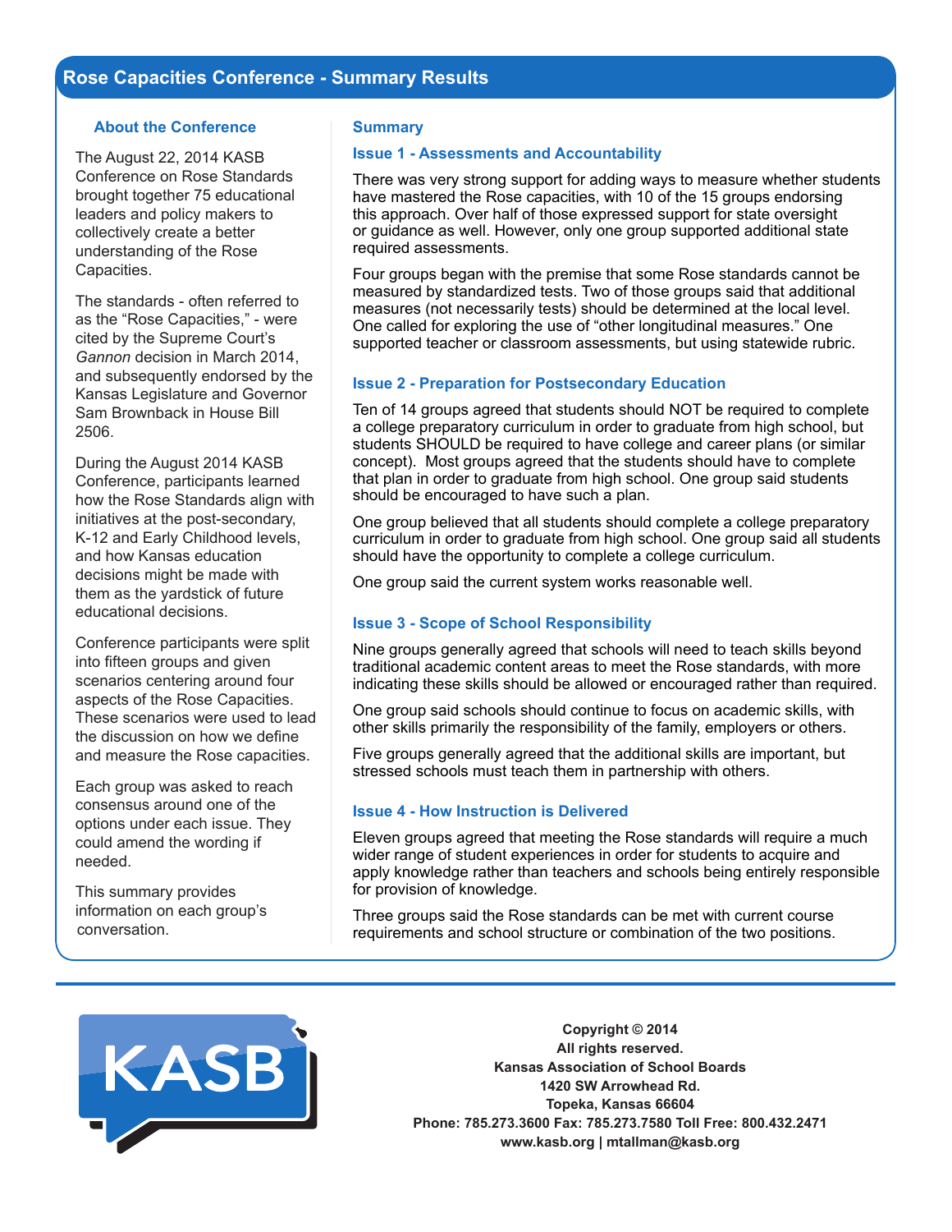# Rose Capacities Conference - Summary Results

## About the Conference

The August 22, 2014 KASB Conference on Rose Standards brought together 75 educational leaders and policy makers to collectively create a better understanding of the Rose Capacities.

The standards - often referred to as the "Rose Capacities," - were cited by the Supreme Court's *Gannon* decision in March 2014, and subsequently endorsed by the Kansas Legislature and Governor Sam Brownback in House Bill 2506.

During the August 2014 KASB Conference, participants learned how the Rose Standards align with initiatives at the post-secondary, K-12 and Early Childhood levels, and how Kansas education decisions might be made with them as the yardstick of future educational decisions.

Conference participants were split into fifteen groups and given scenarios centering around four aspects of the Rose Capacities. These scenarios were used to lead the discussion on how we define and measure the Rose capacities.

Each group was asked to reach consensus around one of the options under each issue. They could amend the wording if needed.

This summary provides information on each group's conversation.

## Summary

### Issue 1 - Assessments and Accountability

There was very strong support for adding ways to measure whether students have mastered the Rose capacities, with 10 of the 15 groups endorsing this approach. Over half of those expressed support for state oversight or guidance as well. However, only one group supported additional state required assessments.

Four groups began with the premise that some Rose standards cannot be measured by standardized tests. Two of those groups said that additional measures (not necessarily tests) should be determined at the local level. One called for exploring the use of "other longitudinal measures." One supported teacher or classroom assessments, but using statewide rubric.

### Issue 2 - Preparation for Postsecondary Education

Ten of 14 groups agreed that students should NOT be required to complete a college preparatory curriculum in order to graduate from high school, but students SHOULD be required to have college and career plans (or similar concept). Most groups agreed that the students should have to complete that plan in order to graduate from high school. One group said students should be encouraged to have such a plan.

One group believed that all students should complete a college preparatory curriculum in order to graduate from high school. One group said all students should have the opportunity to complete a college curriculum.

One group said the current system works reasonable well.

### Issue 3 - Scope of School Responsibility

Nine groups generally agreed that schools will need to teach skills beyond traditional academic content areas to meet the Rose standards, with more indicating these skills should be allowed or encouraged rather than required.

One group said schools should continue to focus on academic skills, with other skills primarily the responsibility of the family, employers or others.

Five groups generally agreed that the additional skills are important, but stressed schools must teach them in partnership with others.

### Issue 4 - How Instruction is Delivered

Eleven groups agreed that meeting the Rose standards will require a much wider range of student experiences in order for students to acquire and apply knowledge rather than teachers and schools being entirely responsible for provision of knowledge.

Three groups said the Rose standards can be met with current course requirements and school structure or combination of the two positions.

---

KASB

**Copyright © 2014**
**All rights reserved.**
**Kansas Association of School Boards**
**1420 SW Arrowhead Rd.**
**Topeka, Kansas 66604**
**Phone: 785.273.3600 Fax: 785.273.7580 Toll Free: 800.432.2471**
**www.kasb.org | mtallman@kasb.org**